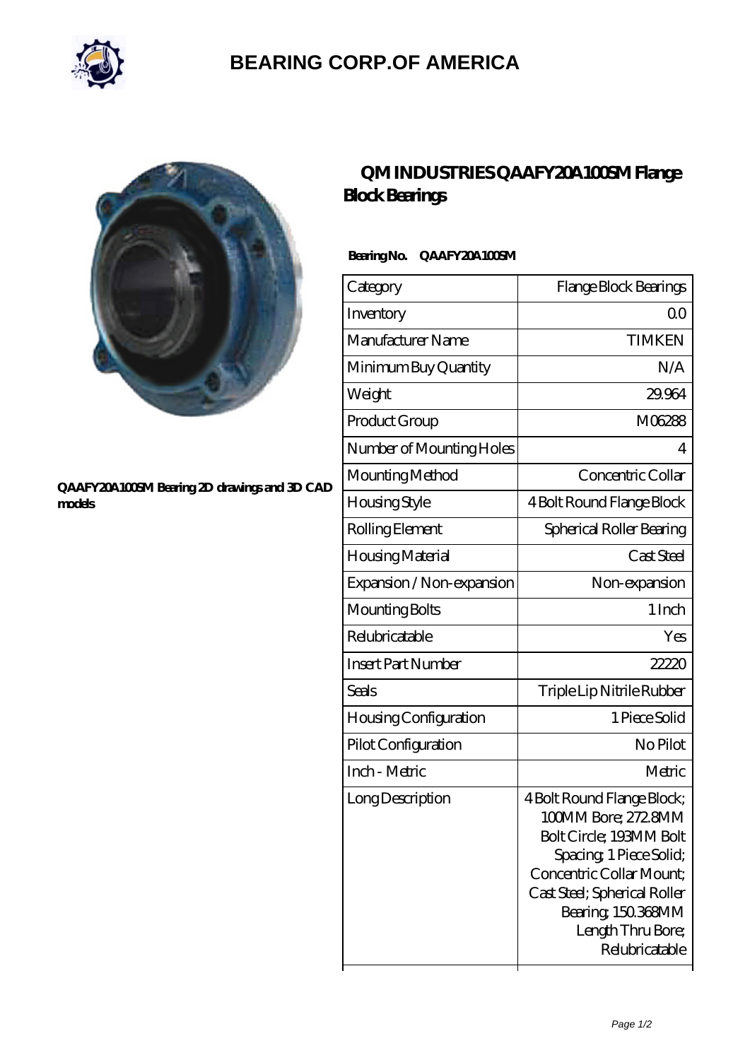# BEARING CORP.OF AMERICA

QAAFY20A100SM Bearing 2D drawings and 3D CAD models

## QM INDUSTRIES QAAFY20A100SM Flange Block Bearings

**Bearing No. QAAFY20A100SM**

| Category | Flange Block Bearings |
|---|---|
| Inventory | 0.0 |
| Manufacturer Name | TIMKEN |
| Minimum Buy Quantity | N/A |
| Weight | 29.964 |
| Product Group | M06288 |
| Number of Mounting Holes | 4 |
| Mounting Method | Concentric Collar |
| Housing Style | 4 Bolt Round Flange Block |
| Rolling Element | Spherical Roller Bearing |
| Housing Material | Cast Steel |
| Expansion / Non-expansion | Non-expansion |
| Mounting Bolts | 1 Inch |
| Relubricatable | Yes |
| Insert Part Number | 22220 |
| Seals | Triple Lip Nitrile Rubber |
| Housing Configuration | 1 Piece Solid |
| Pilot Configuration | No Pilot |
| Inch - Metric | Metric |
| Long Description | 4 Bolt Round Flange Block; 100MM Bore; 272.8MM Bolt Circle; 193MM Bolt Spacing; 1 Piece Solid; Concentric Collar Mount; Cast Steel; Spherical Roller Bearing; 150.368MM Length Thru Bore; Relubricatable |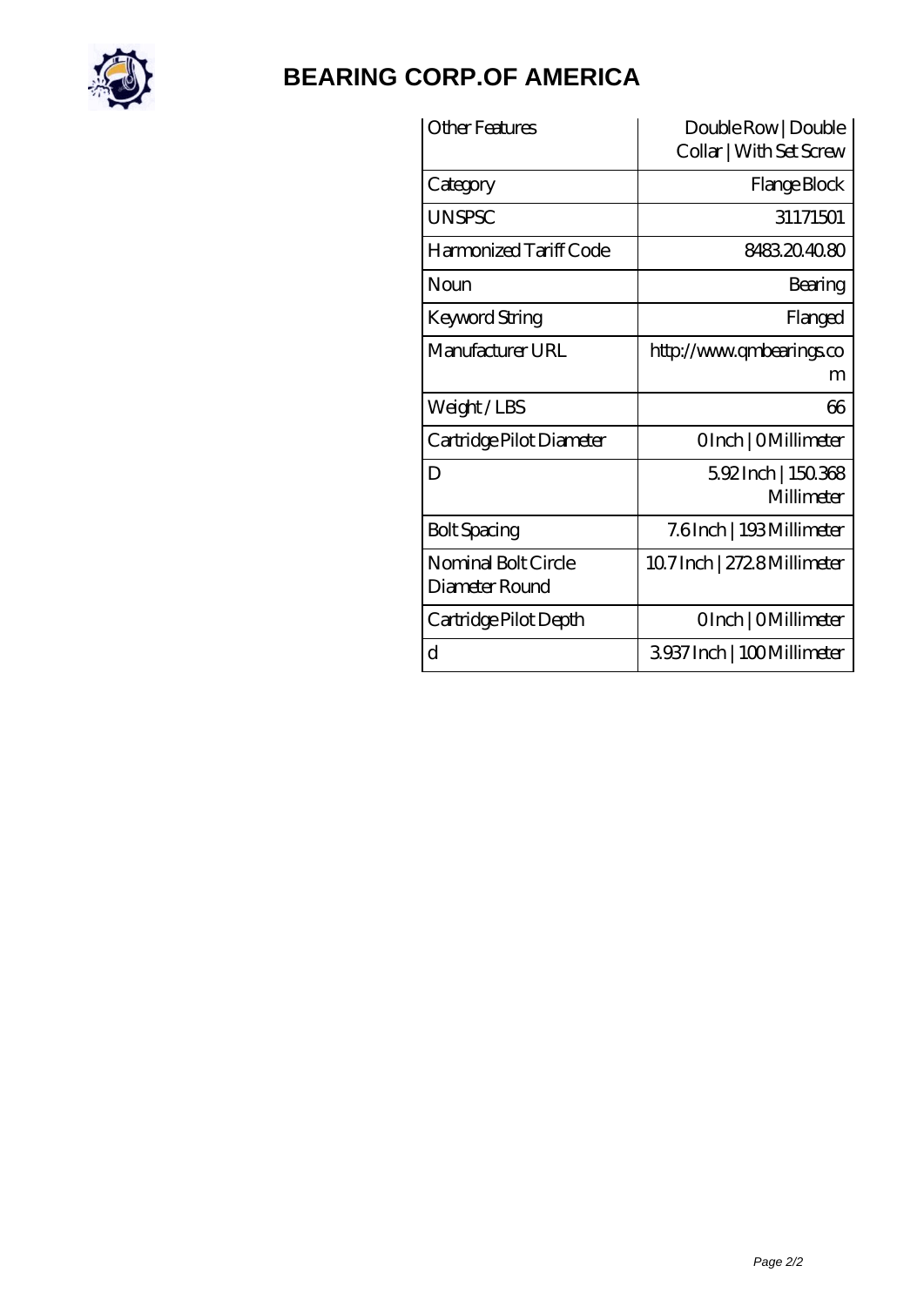# BEARING CORP.OF AMERICA

| | |
|---|---|
| Other Features | Double Row \| Double Collar \| With Set Screw |
| Category | Flange Block |
| UNSPSC | 31171501 |
| Harmonized Tariff Code | 8483.20.40.80 |
| Noun | Bearing |
| Keyword String | Flanged |
| Manufacturer URL | http://www.qmbearings.com |
| Weight / LBS | 66 |
| Cartridge Pilot Diameter | 0 Inch \| 0 Millimeter |
| D | 5.92 Inch \| 150.368 Millimeter |
| Bolt Spacing | 7.6 Inch \| 193 Millimeter |
| Nominal Bolt Circle Diameter Round | 10.7 Inch \| 272.8 Millimeter |
| Cartridge Pilot Depth | 0 Inch \| 0 Millimeter |
| d | 3.937 Inch \| 100 Millimeter |